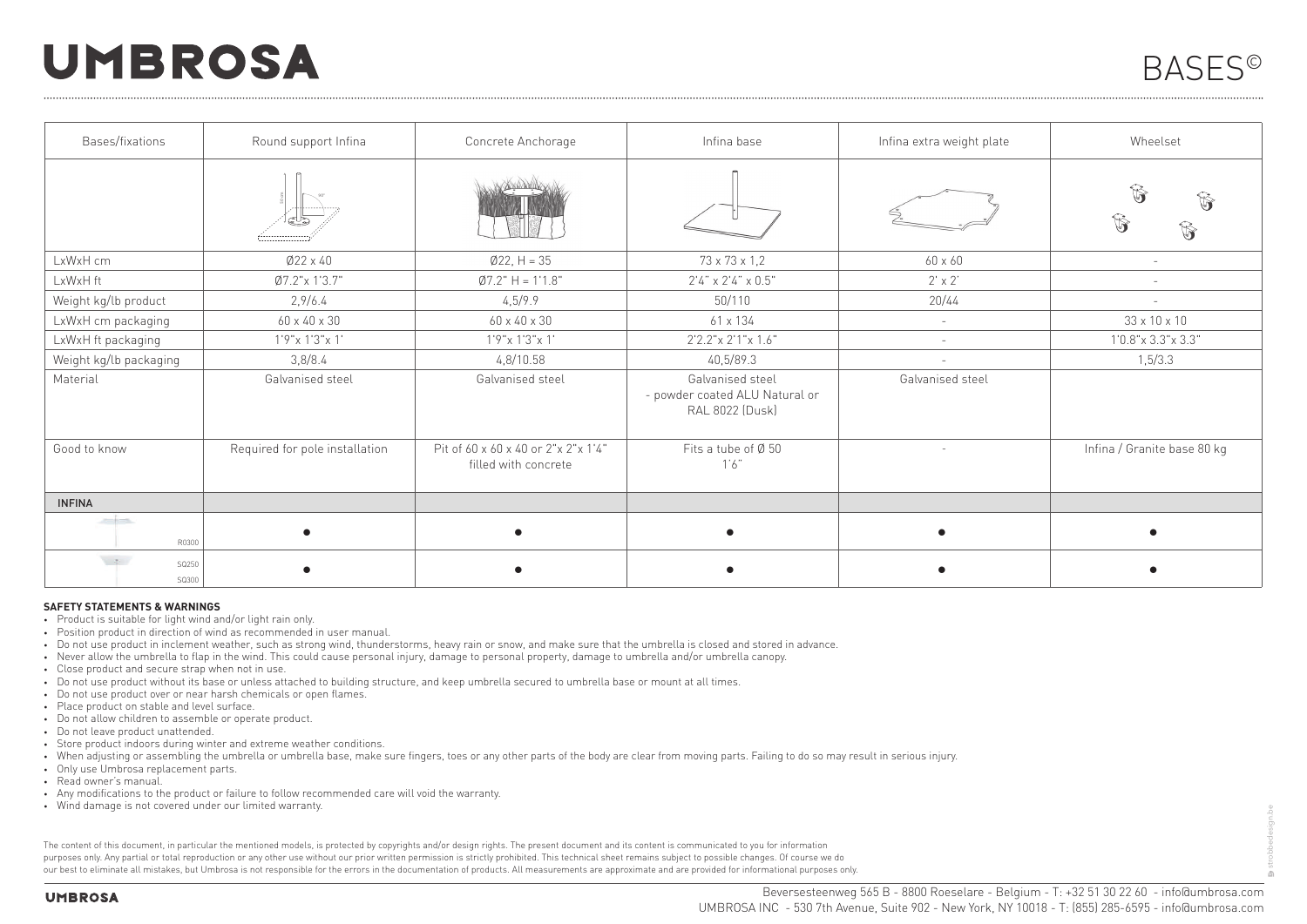# UMBROSA

# BASES©

| Bases/fixations | Round support Infina | Concrete Anchorage | Infina base | Infina extra weight plate | Wheelset |
|---|---|---|---|---|---|
| | | | | | |
| LxWxH cm | Ø22 x 40 | Ø22, H = 35 | 73 x 73 x 1,2 | 60 x 60 | - |
| LxWxH ft | Ø7.2"x 1'3.7" | Ø7.2" H = 1'1.8" | 2'4" x 2'4" x 0.5" | 2' x 2' | - |
| Weight kg/lb product | 2,9/6.4 | 4,5/9.9 | 50/110 | 20/44 | - |
| LxWxH cm packaging | 60 x 40 x 30 | 60 x 40 x 30 | 61 x 134 | - | 33 x 10 x 10 |
| LxWxH ft packaging | 1'9"x 1'3"x 1' | 1'9"x 1'3"x 1' | 2'2.2"x 2'1"x 1.6" | - | 1'0.8"x 3.3"x 3.3" |
| Weight kg/lb packaging | 3,8/8.4 | 4,8/10.58 | 40,5/89.3 | - | 1,5/3.3 |
| Material | Galvanised steel | Galvanised steel | Galvanised steel - powder coated ALU Natural or RAL 8022 (Dusk) | Galvanised steel | |
| Good to know | Required for pole installation | Pit of 60 x 60 x 40 or 2"x 2"x 1'4" filled with concrete | Fits a tube of Ø 50 1'6" | - | Infina / Granite base 80 kg |
| INFINA | | | | | |
| R0300 | ● | ● | ● | ● | ● |
| SQ250 SQ300 | ● | ● | ● | ● | ● |

**SAFETY STATEMENTS & WARNINGS**

- Product is suitable for light wind and/or light rain only.
- Position product in direction of wind as recommended in user manual.
- Do not use product in inclement weather, such as strong wind, thunderstorms, heavy rain or snow, and make sure that the umbrella is closed and stored in advance.
- Never allow the umbrella to flap in the wind. This could cause personal injury, damage to personal property, damage to umbrella and/or umbrella canopy.
- Close product and secure strap when not in use.
- Do not use product without its base or unless attached to building structure, and keep umbrella secured to umbrella base or mount at all times.
- Do not use product over or near harsh chemicals or open flames.
- Place product on stable and level surface.
- Do not allow children to assemble or operate product.
- Do not leave product unattended.
- Store product indoors during winter and extreme weather conditions.
- When adjusting or assembling the umbrella or umbrella base, make sure fingers, toes or any other parts of the body are clear from moving parts. Failing to do so may result in serious injury.
- Only use Umbrosa replacement parts.
- Read owner's manual.
- Any modifications to the product or failure to follow recommended care will void the warranty.
- Wind damage is not covered under our limited warranty.

The content of this document, in particular the mentioned models, is protected by copyrights and/or design rights. The present document and its content is communicated to you for information purposes only. Any partial or total reproduction or any other use without our prior written permission is strictly prohibited. This technical sheet remains subject to possible changes. Of course we do our best to eliminate all mistakes, but Umbrosa is not responsible for the errors in the documentation of products. All measurements are approximate and are provided for informational purposes only.

UMBROSA

Beversesteenweg 565 B - 8800 Roeselare - Belgium - T: +32 51 30 22 60 - info@umbrosa.com
UMBROSA INC - 530 7th Avenue, Suite 902 - New York, NY 10018 - T: (855) 285-6595 - info@umbrosa.com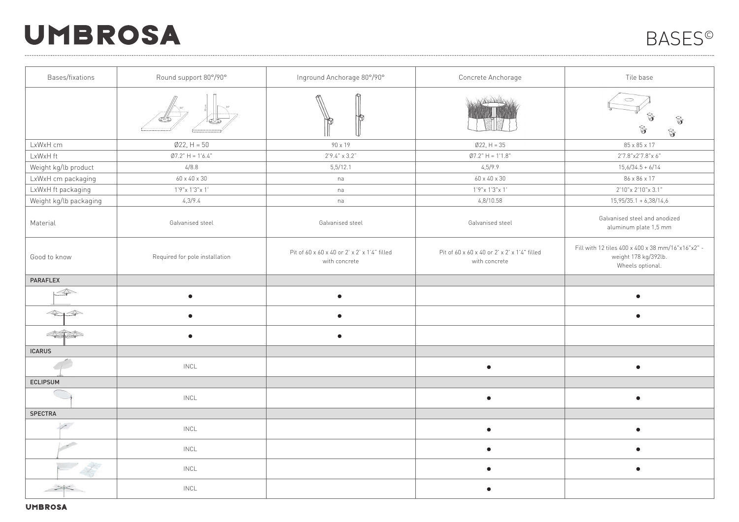# UMBROSA

# BASES©

| Bases/fixations | Round support 80°/90° | Inground Anchorage 80°/90° | Concrete Anchorage | Tile base |
|---|---|---|---|---|
| | | | | |
| LxWxH cm | Ø22, H = 50 | 90 x 19 | Ø22, H = 35 | 85 x 85 x 17 |
| LxWxH ft | Ø7.2" H = 1'6.4" | 2'9.4" x 3.2" | Ø7.2" H = 1'1.8" | 2'7.8"x2'7.8"x 6" |
| Weight kg/lb product | 4/8.8 | 5,5/12.1 | 4,5/9.9 | 15,6/34.5 + 6/14 |
| LxWxH cm packaging | 60 x 40 x 30 | na | 60 x 40 x 30 | 86 x 86 x 17 |
| LxWxH ft packaging | 1'9"x 1'3"x 1' | na | 1'9"x 1'3"x 1' | 2'10"x 2'10"x 3.1" |
| Weight kg/lb packaging | 4,3/9.4 | na | 4,8/10.58 | 15,95/35.1 + 6,38/14,6 |
| Material | Galvanised steel | Galvanised steel | Galvanised steel | Galvanised steel and anodized aluminum plate 1,5 mm |
| Good to know | Required for pole installation | Pit of 60 x 60 x 40 or 2' x 2' x 1'4" filled with concrete | Pit of 60 x 60 x 40 or 2' x 2' x 1'4" filled with concrete | Fill with 12 tiles 400 x 400 x 38 mm/16"x16"x2" - weight 178 kg/392lb. Wheels optional. |
| PARAFLEX | | | | |
| | ● | ● | | ● |
| | ● | ● | | ● |
| | ● | ● | | |
| ICARUS | | | | |
| | INCL | | ● | ● |
| ECLIPSUM | | | | |
| | INCL | | ● | ● |
| SPECTRA | | | | |
| | INCL | | ● | ● |
| | INCL | | ● | ● |
| | INCL | | ● | ● |
| | INCL | | ● | |

UMBROSA